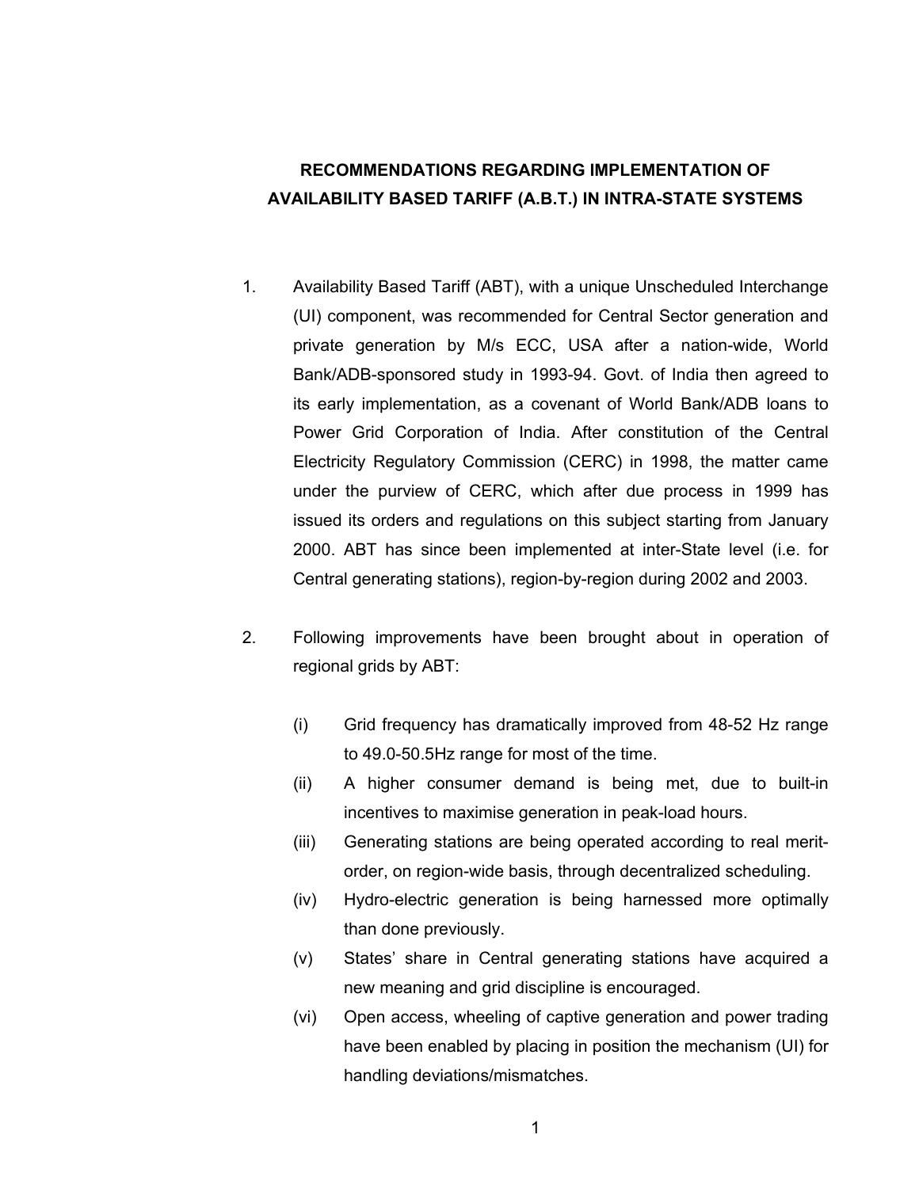# RECOMMENDATIONS REGARDING IMPLEMENTATION OF AVAILABILITY BASED TARIFF (A.B.T.) IN INTRA-STATE SYSTEMS

1. Availability Based Tariff (ABT), with a unique Unscheduled Interchange (UI) component, was recommended for Central Sector generation and private generation by M/s ECC, USA after a nation-wide, World Bank/ADB-sponsored study in 1993-94. Govt. of India then agreed to its early implementation, as a covenant of World Bank/ADB loans to Power Grid Corporation of India. After constitution of the Central Electricity Regulatory Commission (CERC) in 1998, the matter came under the purview of CERC, which after due process in 1999 has issued its orders and regulations on this subject starting from January 2000. ABT has since been implemented at inter-State level (i.e. for Central generating stations), region-by-region during 2002 and 2003.

2. Following improvements have been brought about in operation of regional grids by ABT:

   (i) Grid frequency has dramatically improved from 48-52 Hz range to 49.0-50.5Hz range for most of the time.

   (ii) A higher consumer demand is being met, due to built-in incentives to maximise generation in peak-load hours.

   (iii) Generating stations are being operated according to real merit-order, on region-wide basis, through decentralized scheduling.

   (iv) Hydro-electric generation is being harnessed more optimally than done previously.

   (v) States' share in Central generating stations have acquired a new meaning and grid discipline is encouraged.

   (vi) Open access, wheeling of captive generation and power trading have been enabled by placing in position the mechanism (UI) for handling deviations/mismatches.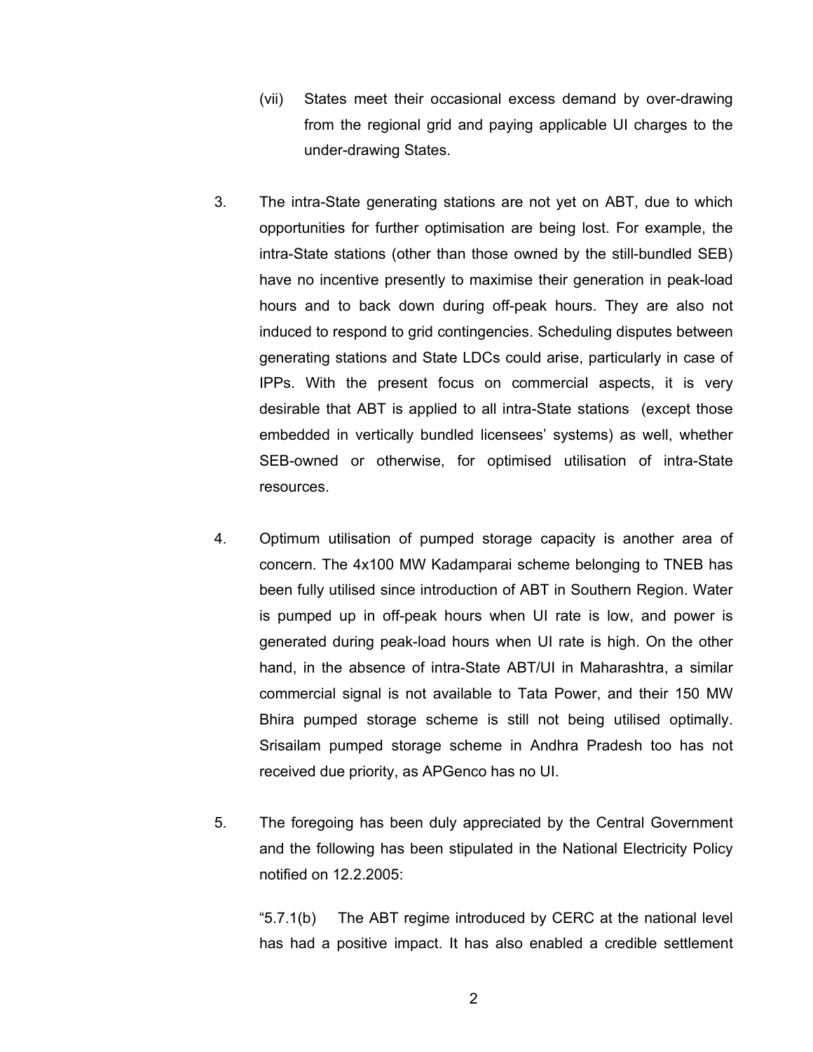(vii) States meet their occasional excess demand by over-drawing from the regional grid and paying applicable UI charges to the under-drawing States.

3. The intra-State generating stations are not yet on ABT, due to which opportunities for further optimisation are being lost. For example, the intra-State stations (other than those owned by the still-bundled SEB) have no incentive presently to maximise their generation in peak-load hours and to back down during off-peak hours. They are also not induced to respond to grid contingencies. Scheduling disputes between generating stations and State LDCs could arise, particularly in case of IPPs. With the present focus on commercial aspects, it is very desirable that ABT is applied to all intra-State stations (except those embedded in vertically bundled licensees' systems) as well, whether SEB-owned or otherwise, for optimised utilisation of intra-State resources.

4. Optimum utilisation of pumped storage capacity is another area of concern. The 4x100 MW Kadamparai scheme belonging to TNEB has been fully utilised since introduction of ABT in Southern Region. Water is pumped up in off-peak hours when UI rate is low, and power is generated during peak-load hours when UI rate is high. On the other hand, in the absence of intra-State ABT/UI in Maharashtra, a similar commercial signal is not available to Tata Power, and their 150 MW Bhira pumped storage scheme is still not being utilised optimally. Srisailam pumped storage scheme in Andhra Pradesh too has not received due priority, as APGenco has no UI.

5. The foregoing has been duly appreciated by the Central Government and the following has been stipulated in the National Electricity Policy notified on 12.2.2005:

"5.7.1(b) The ABT regime introduced by CERC at the national level has had a positive impact. It has also enabled a credible settlement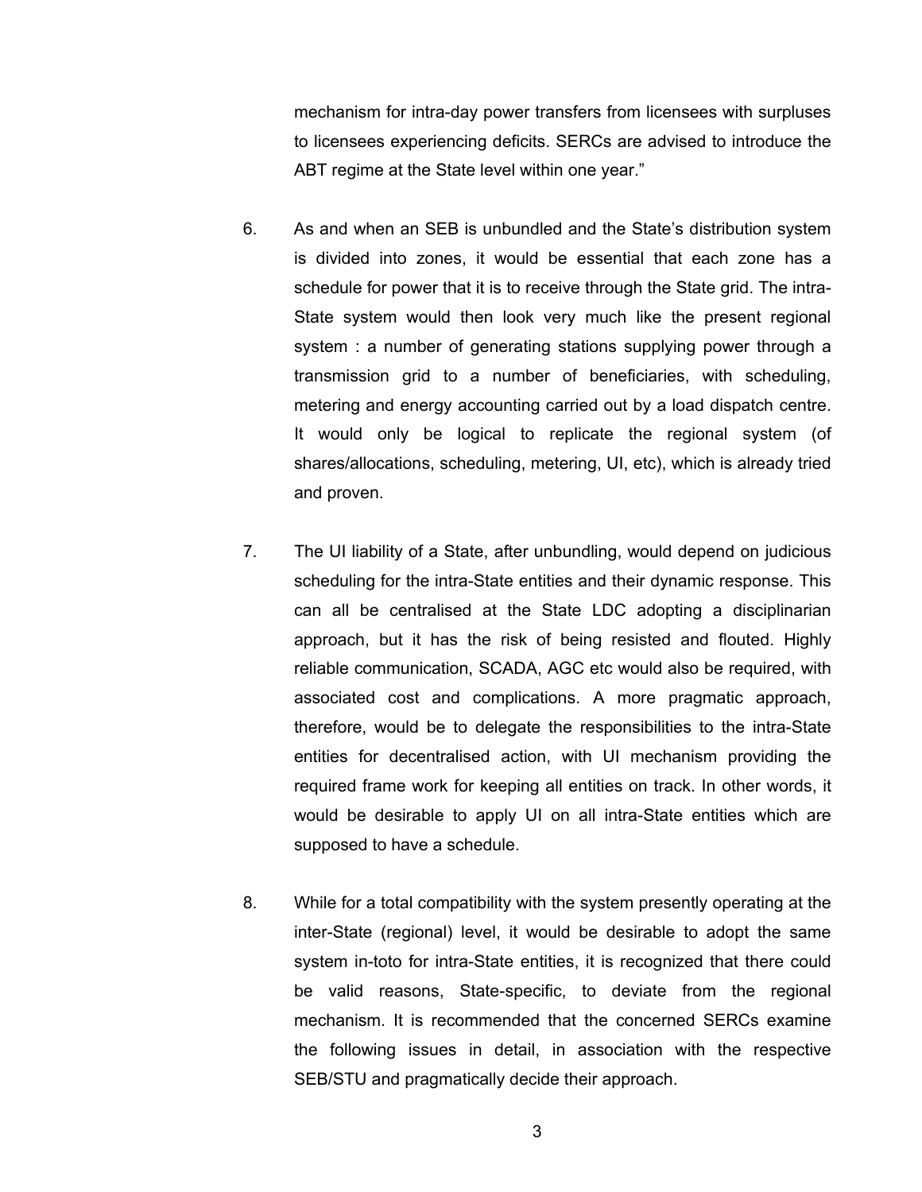mechanism for intra-day power transfers from licensees with surpluses to licensees experiencing deficits. SERCs are advised to introduce the ABT regime at the State level within one year."

6. As and when an SEB is unbundled and the State's distribution system is divided into zones, it would be essential that each zone has a schedule for power that it is to receive through the State grid. The intra-State system would then look very much like the present regional system : a number of generating stations supplying power through a transmission grid to a number of beneficiaries, with scheduling, metering and energy accounting carried out by a load dispatch centre. It would only be logical to replicate the regional system (of shares/allocations, scheduling, metering, UI, etc), which is already tried and proven.

7. The UI liability of a State, after unbundling, would depend on judicious scheduling for the intra-State entities and their dynamic response. This can all be centralised at the State LDC adopting a disciplinarian approach, but it has the risk of being resisted and flouted. Highly reliable communication, SCADA, AGC etc would also be required, with associated cost and complications. A more pragmatic approach, therefore, would be to delegate the responsibilities to the intra-State entities for decentralised action, with UI mechanism providing the required frame work for keeping all entities on track. In other words, it would be desirable to apply UI on all intra-State entities which are supposed to have a schedule.

8. While for a total compatibility with the system presently operating at the inter-State (regional) level, it would be desirable to adopt the same system in-toto for intra-State entities, it is recognized that there could be valid reasons, State-specific, to deviate from the regional mechanism. It is recommended that the concerned SERCs examine the following issues in detail, in association with the respective SEB/STU and pragmatically decide their approach.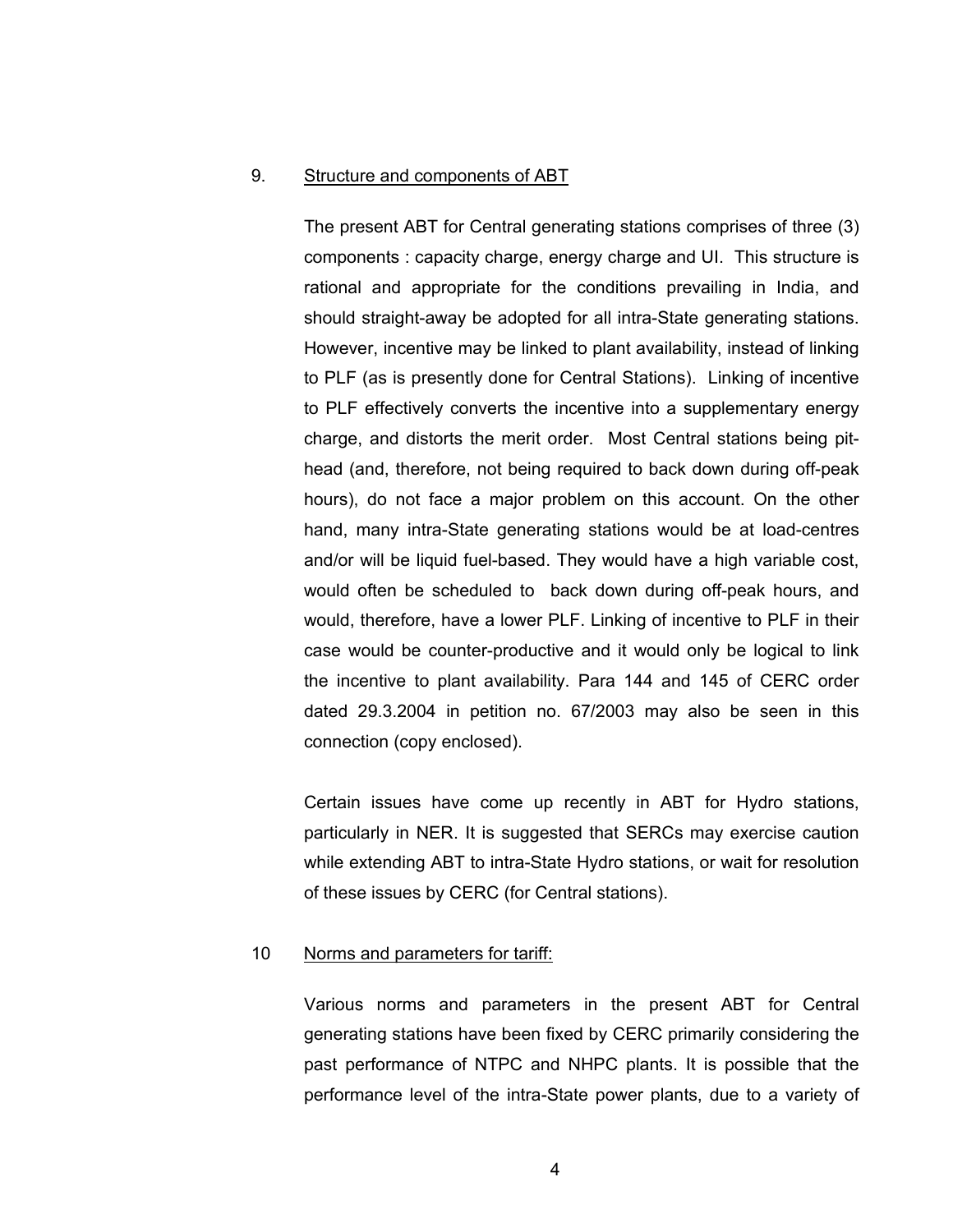9. <u>Structure and components of ABT</u>

The present ABT for Central generating stations comprises of three (3) components : capacity charge, energy charge and UI. This structure is rational and appropriate for the conditions prevailing in India, and should straight-away be adopted for all intra-State generating stations. However, incentive may be linked to plant availability, instead of linking to PLF (as is presently done for Central Stations). Linking of incentive to PLF effectively converts the incentive into a supplementary energy charge, and distorts the merit order. Most Central stations being pit-head (and, therefore, not being required to back down during off-peak hours), do not face a major problem on this account. On the other hand, many intra-State generating stations would be at load-centres and/or will be liquid fuel-based. They would have a high variable cost, would often be scheduled to back down during off-peak hours, and would, therefore, have a lower PLF. Linking of incentive to PLF in their case would be counter-productive and it would only be logical to link the incentive to plant availability. Para 144 and 145 of CERC order dated 29.3.2004 in petition no. 67/2003 may also be seen in this connection (copy enclosed).

Certain issues have come up recently in ABT for Hydro stations, particularly in NER. It is suggested that SERCs may exercise caution while extending ABT to intra-State Hydro stations, or wait for resolution of these issues by CERC (for Central stations).

10 <u>Norms and parameters for tariff:</u>

Various norms and parameters in the present ABT for Central generating stations have been fixed by CERC primarily considering the past performance of NTPC and NHPC plants. It is possible that the performance level of the intra-State power plants, due to a variety of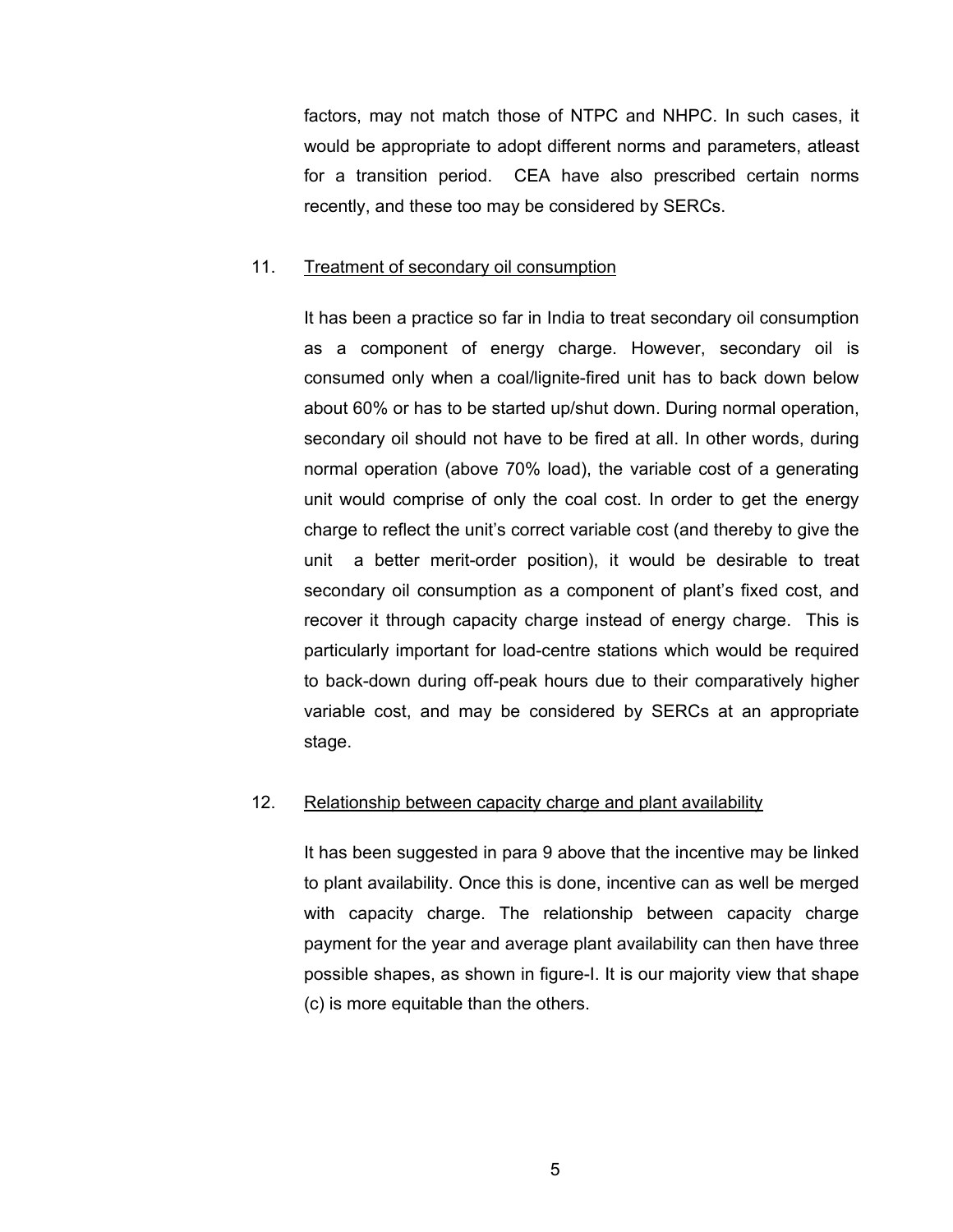factors, may not match those of NTPC and NHPC. In such cases, it would be appropriate to adopt different norms and parameters, atleast for a transition period. CEA have also prescribed certain norms recently, and these too may be considered by SERCs.

11. <u>Treatment of secondary oil consumption</u>

It has been a practice so far in India to treat secondary oil consumption as a component of energy charge. However, secondary oil is consumed only when a coal/lignite-fired unit has to back down below about 60% or has to be started up/shut down. During normal operation, secondary oil should not have to be fired at all. In other words, during normal operation (above 70% load), the variable cost of a generating unit would comprise of only the coal cost. In order to get the energy charge to reflect the unit's correct variable cost (and thereby to give the unit a better merit-order position), it would be desirable to treat secondary oil consumption as a component of plant's fixed cost, and recover it through capacity charge instead of energy charge. This is particularly important for load-centre stations which would be required to back-down during off-peak hours due to their comparatively higher variable cost, and may be considered by SERCs at an appropriate stage.

12. <u>Relationship between capacity charge and plant availability</u>

It has been suggested in para 9 above that the incentive may be linked to plant availability. Once this is done, incentive can as well be merged with capacity charge. The relationship between capacity charge payment for the year and average plant availability can then have three possible shapes, as shown in figure-I. It is our majority view that shape (c) is more equitable than the others.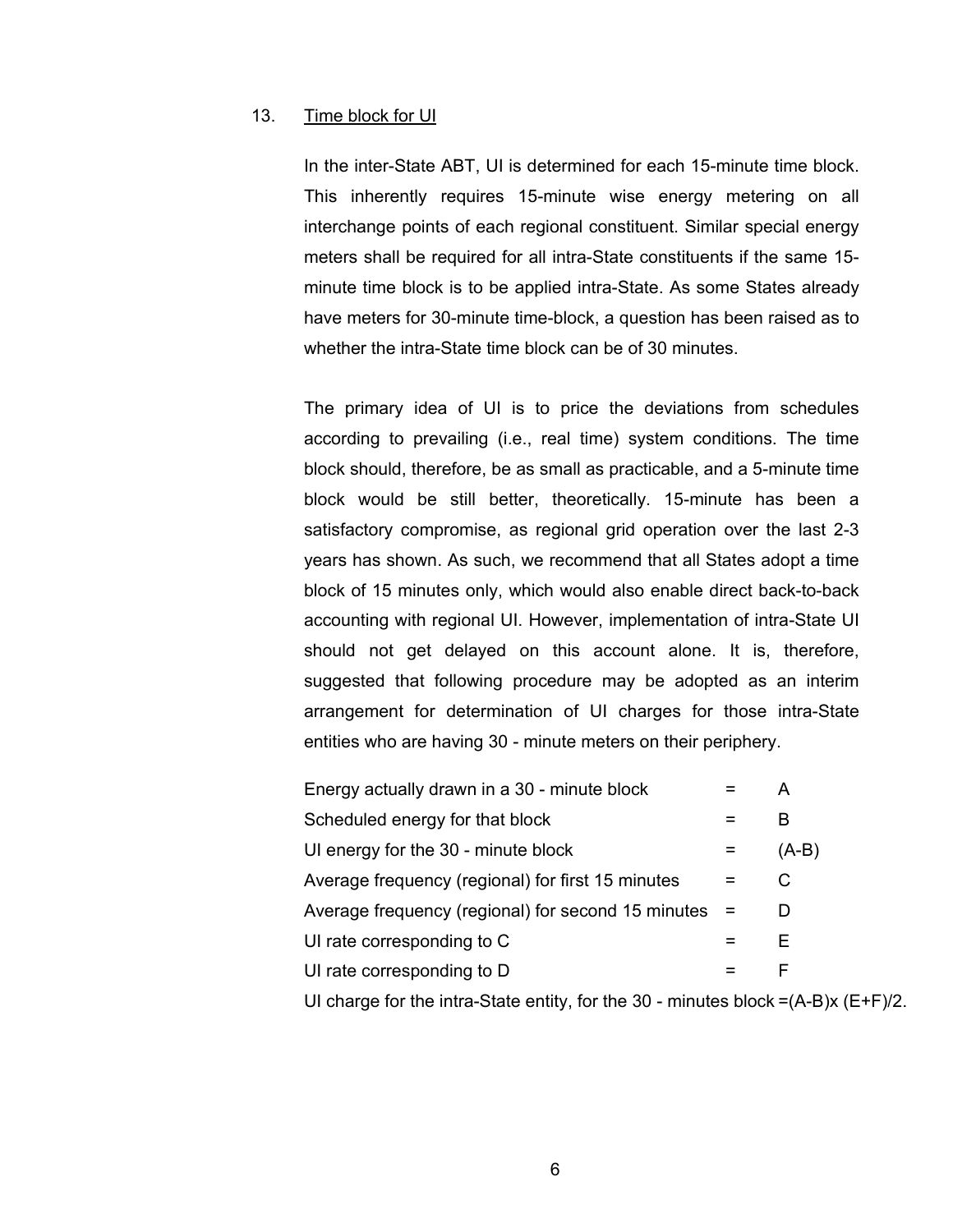13. <u>Time block for UI</u>

In the inter-State ABT, UI is determined for each 15-minute time block. This inherently requires 15-minute wise energy metering on all interchange points of each regional constituent. Similar special energy meters shall be required for all intra-State constituents if the same 15-minute time block is to be applied intra-State. As some States already have meters for 30-minute time-block, a question has been raised as to whether the intra-State time block can be of 30 minutes.

The primary idea of UI is to price the deviations from schedules according to prevailing (i.e., real time) system conditions. The time block should, therefore, be as small as practicable, and a 5-minute time block would be still better, theoretically. 15-minute has been a satisfactory compromise, as regional grid operation over the last 2-3 years has shown. As such, we recommend that all States adopt a time block of 15 minutes only, which would also enable direct back-to-back accounting with regional UI. However, implementation of intra-State UI should not get delayed on this account alone. It is, therefore, suggested that following procedure may be adopted as an interim arrangement for determination of UI charges for those intra-State entities who are having 30 - minute meters on their periphery.

| | | |
|---|---|---|
| Energy actually drawn in a 30 - minute block | = | A |
| Scheduled energy for that block | = | B |
| UI energy for the 30 - minute block | = | (A-B) |
| Average frequency (regional) for first 15 minutes | = | C |
| Average frequency (regional) for second 15 minutes | = | D |
| UI rate corresponding to C | = | E |
| UI rate corresponding to D | = | F |

UI charge for the intra-State entity, for the 30 - minutes block =(A-B)x (E+F)/2.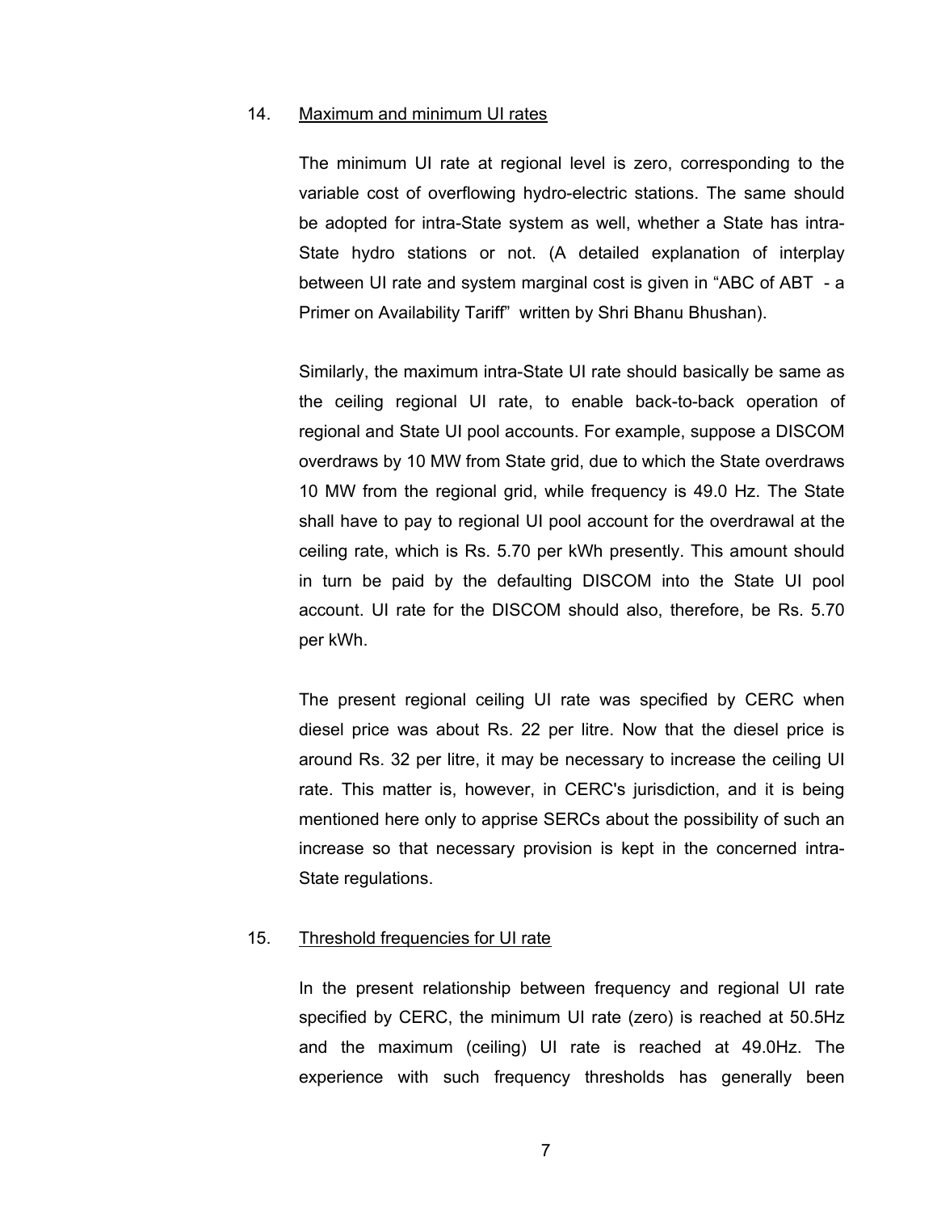14. Maximum and minimum UI rates

The minimum UI rate at regional level is zero, corresponding to the variable cost of overflowing hydro-electric stations. The same should be adopted for intra-State system as well, whether a State has intra-State hydro stations or not. (A detailed explanation of interplay between UI rate and system marginal cost is given in "ABC of ABT - a Primer on Availability Tariff" written by Shri Bhanu Bhushan).

Similarly, the maximum intra-State UI rate should basically be same as the ceiling regional UI rate, to enable back-to-back operation of regional and State UI pool accounts. For example, suppose a DISCOM overdraws by 10 MW from State grid, due to which the State overdraws 10 MW from the regional grid, while frequency is 49.0 Hz. The State shall have to pay to regional UI pool account for the overdrawal at the ceiling rate, which is Rs. 5.70 per kWh presently. This amount should in turn be paid by the defaulting DISCOM into the State UI pool account. UI rate for the DISCOM should also, therefore, be Rs. 5.70 per kWh.

The present regional ceiling UI rate was specified by CERC when diesel price was about Rs. 22 per litre. Now that the diesel price is around Rs. 32 per litre, it may be necessary to increase the ceiling UI rate. This matter is, however, in CERC's jurisdiction, and it is being mentioned here only to apprise SERCs about the possibility of such an increase so that necessary provision is kept in the concerned intra-State regulations.

15. Threshold frequencies for UI rate

In the present relationship between frequency and regional UI rate specified by CERC, the minimum UI rate (zero) is reached at 50.5Hz and the maximum (ceiling) UI rate is reached at 49.0Hz. The experience with such frequency thresholds has generally been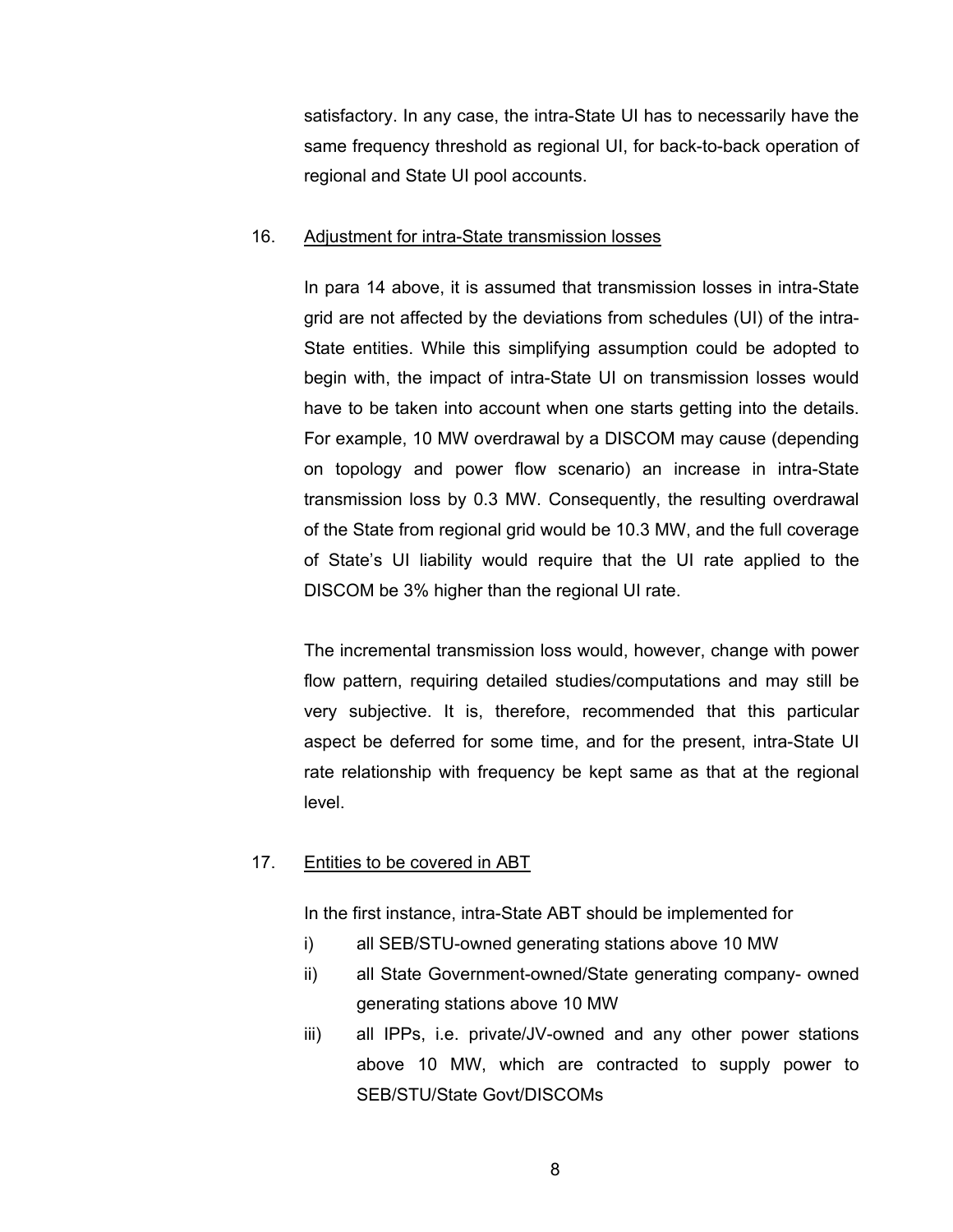satisfactory. In any case, the intra-State UI has to necessarily have the same frequency threshold as regional UI, for back-to-back operation of regional and State UI pool accounts.

16. Adjustment for intra-State transmission losses

In para 14 above, it is assumed that transmission losses in intra-State grid are not affected by the deviations from schedules (UI) of the intra-State entities. While this simplifying assumption could be adopted to begin with, the impact of intra-State UI on transmission losses would have to be taken into account when one starts getting into the details. For example, 10 MW overdrawal by a DISCOM may cause (depending on topology and power flow scenario) an increase in intra-State transmission loss by 0.3 MW. Consequently, the resulting overdrawal of the State from regional grid would be 10.3 MW, and the full coverage of State's UI liability would require that the UI rate applied to the DISCOM be 3% higher than the regional UI rate.

The incremental transmission loss would, however, change with power flow pattern, requiring detailed studies/computations and may still be very subjective. It is, therefore, recommended that this particular aspect be deferred for some time, and for the present, intra-State UI rate relationship with frequency be kept same as that at the regional level.

17. Entities to be covered in ABT

In the first instance, intra-State ABT should be implemented for

i) all SEB/STU-owned generating stations above 10 MW
ii) all State Government-owned/State generating company- owned generating stations above 10 MW
iii) all IPPs, i.e. private/JV-owned and any other power stations above 10 MW, which are contracted to supply power to SEB/STU/State Govt/DISCOMs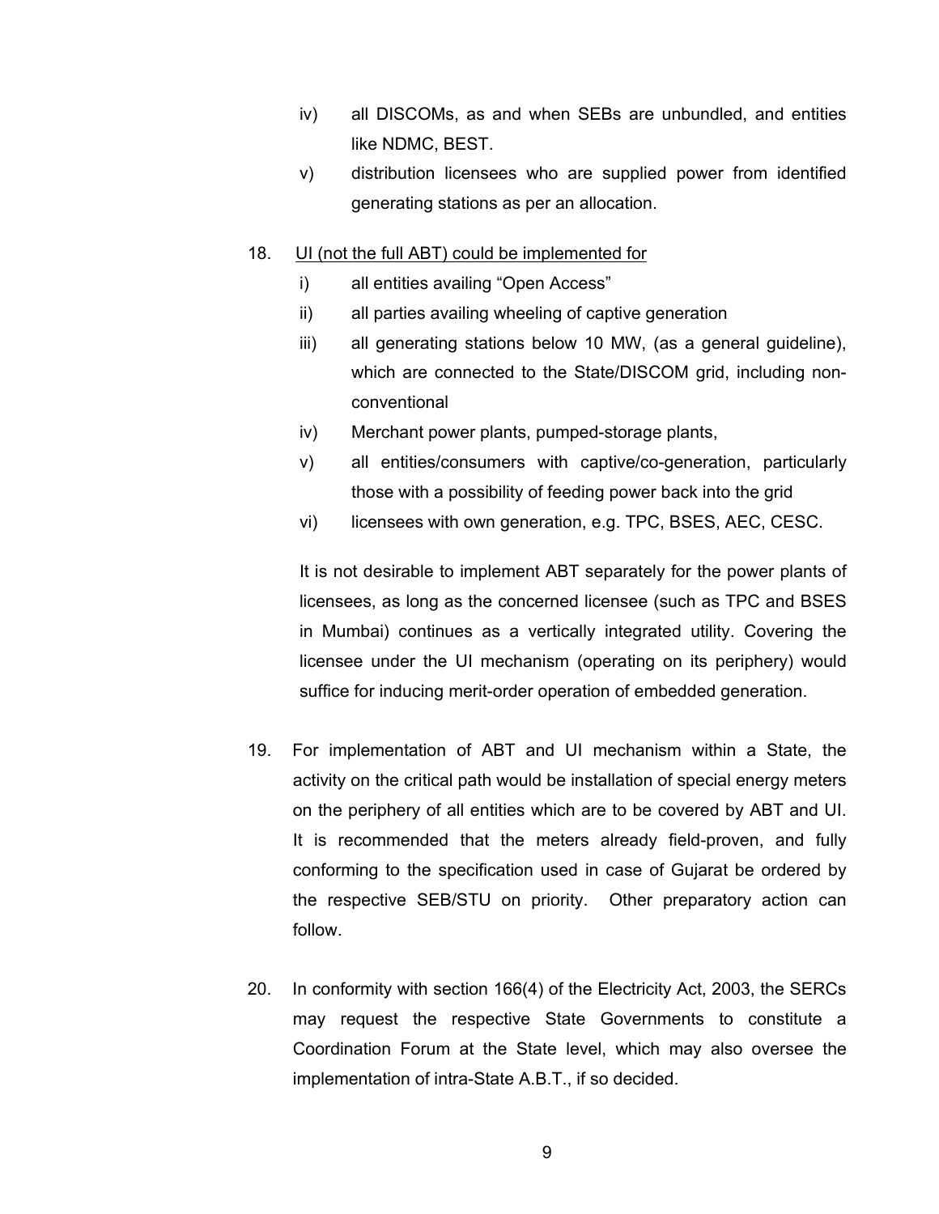iv) all DISCOMs, as and when SEBs are unbundled, and entities like NDMC, BEST.

v) distribution licensees who are supplied power from identified generating stations as per an allocation.

18. UI (not the full ABT) could be implemented for

i) all entities availing "Open Access"

ii) all parties availing wheeling of captive generation

iii) all generating stations below 10 MW, (as a general guideline), which are connected to the State/DISCOM grid, including non-conventional

iv) Merchant power plants, pumped-storage plants,

v) all entities/consumers with captive/co-generation, particularly those with a possibility of feeding power back into the grid

vi) licensees with own generation, e.g. TPC, BSES, AEC, CESC.

It is not desirable to implement ABT separately for the power plants of licensees, as long as the concerned licensee (such as TPC and BSES in Mumbai) continues as a vertically integrated utility. Covering the licensee under the UI mechanism (operating on its periphery) would suffice for inducing merit-order operation of embedded generation.

19. For implementation of ABT and UI mechanism within a State, the activity on the critical path would be installation of special energy meters on the periphery of all entities which are to be covered by ABT and UI. It is recommended that the meters already field-proven, and fully conforming to the specification used in case of Gujarat be ordered by the respective SEB/STU on priority. Other preparatory action can follow.

20. In conformity with section 166(4) of the Electricity Act, 2003, the SERCs may request the respective State Governments to constitute a Coordination Forum at the State level, which may also oversee the implementation of intra-State A.B.T., if so decided.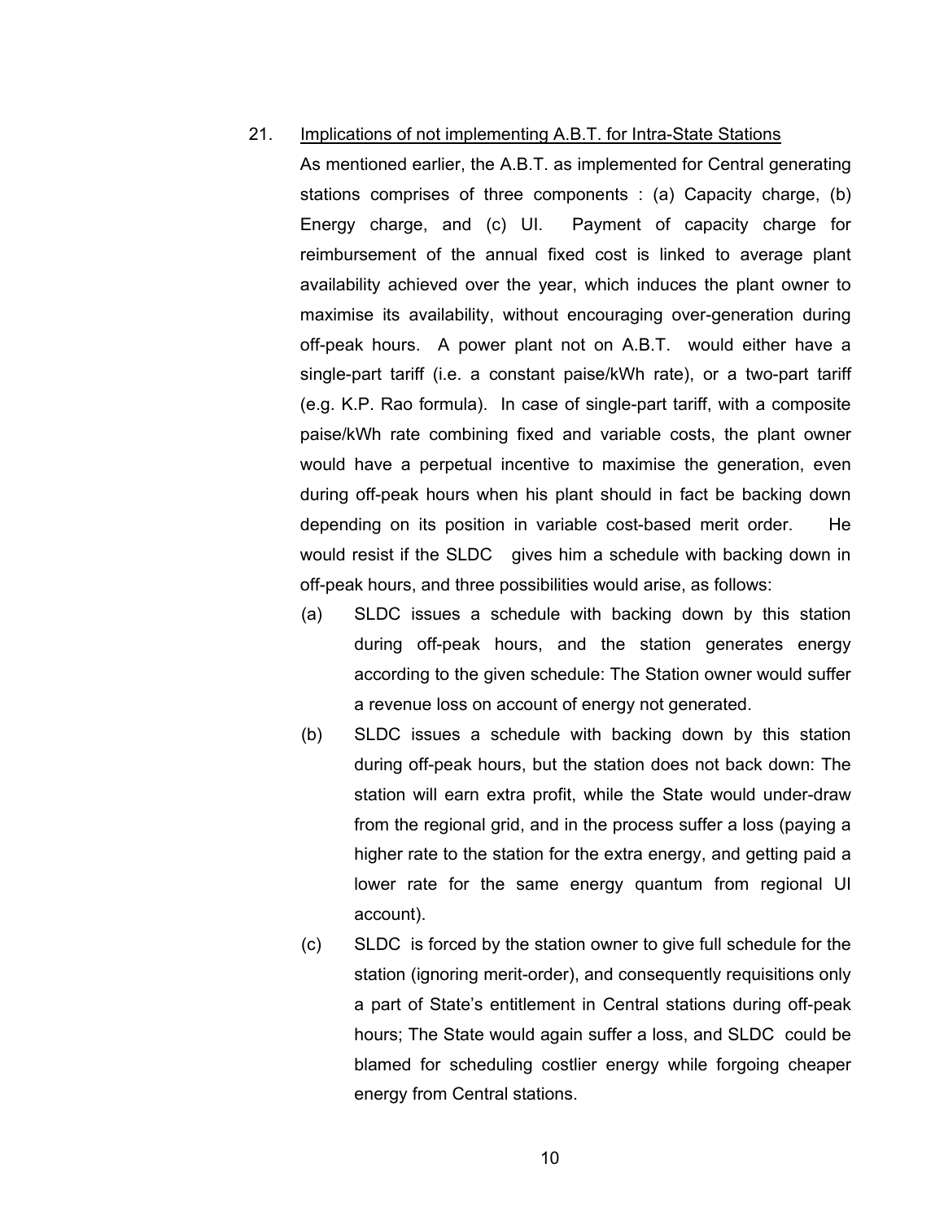21. <u>Implications of not implementing A.B.T. for Intra-State Stations</u>

As mentioned earlier, the A.B.T. as implemented for Central generating stations comprises of three components : (a) Capacity charge, (b) Energy charge, and (c) UI. Payment of capacity charge for reimbursement of the annual fixed cost is linked to average plant availability achieved over the year, which induces the plant owner to maximise its availability, without encouraging over-generation during off-peak hours. A power plant not on A.B.T. would either have a single-part tariff (i.e. a constant paise/kWh rate), or a two-part tariff (e.g. K.P. Rao formula). In case of single-part tariff, with a composite paise/kWh rate combining fixed and variable costs, the plant owner would have a perpetual incentive to maximise the generation, even during off-peak hours when his plant should in fact be backing down depending on its position in variable cost-based merit order. He would resist if the SLDC gives him a schedule with backing down in off-peak hours, and three possibilities would arise, as follows:

(a) SLDC issues a schedule with backing down by this station during off-peak hours, and the station generates energy according to the given schedule: The Station owner would suffer a revenue loss on account of energy not generated.

(b) SLDC issues a schedule with backing down by this station during off-peak hours, but the station does not back down: The station will earn extra profit, while the State would under-draw from the regional grid, and in the process suffer a loss (paying a higher rate to the station for the extra energy, and getting paid a lower rate for the same energy quantum from regional UI account).

(c) SLDC is forced by the station owner to give full schedule for the station (ignoring merit-order), and consequently requisitions only a part of State's entitlement in Central stations during off-peak hours; The State would again suffer a loss, and SLDC could be blamed for scheduling costlier energy while forgoing cheaper energy from Central stations.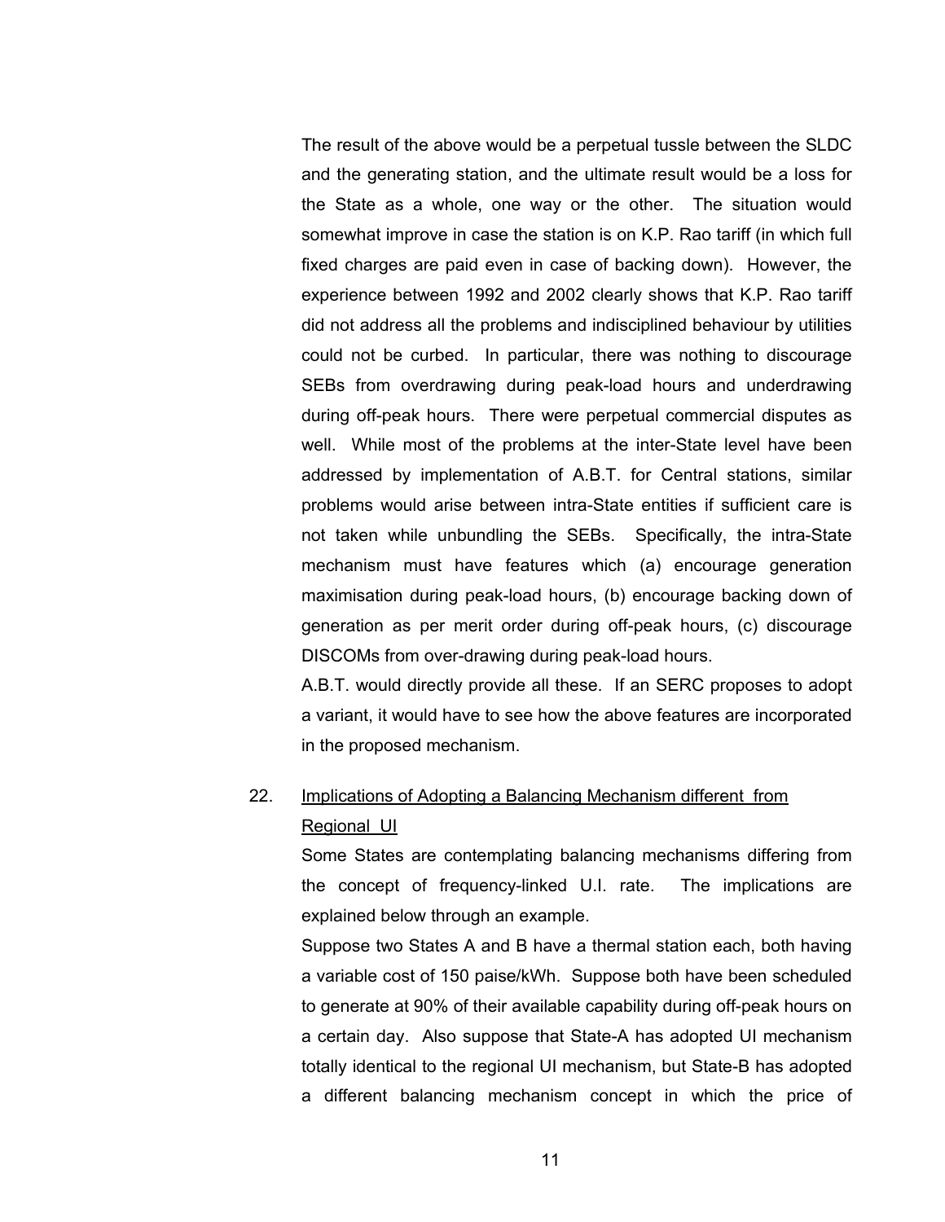The result of the above would be a perpetual tussle between the SLDC and the generating station, and the ultimate result would be a loss for the State as a whole, one way or the other. The situation would somewhat improve in case the station is on K.P. Rao tariff (in which full fixed charges are paid even in case of backing down). However, the experience between 1992 and 2002 clearly shows that K.P. Rao tariff did not address all the problems and indisciplined behaviour by utilities could not be curbed. In particular, there was nothing to discourage SEBs from overdrawing during peak-load hours and underdrawing during off-peak hours. There were perpetual commercial disputes as well. While most of the problems at the inter-State level have been addressed by implementation of A.B.T. for Central stations, similar problems would arise between intra-State entities if sufficient care is not taken while unbundling the SEBs. Specifically, the intra-State mechanism must have features which (a) encourage generation maximisation during peak-load hours, (b) encourage backing down of generation as per merit order during off-peak hours, (c) discourage DISCOMs from over-drawing during peak-load hours.

A.B.T. would directly provide all these. If an SERC proposes to adopt a variant, it would have to see how the above features are incorporated in the proposed mechanism.

22. Implications of Adopting a Balancing Mechanism different from Regional UI

Some States are contemplating balancing mechanisms differing from the concept of frequency-linked U.I. rate. The implications are explained below through an example.

Suppose two States A and B have a thermal station each, both having a variable cost of 150 paise/kWh. Suppose both have been scheduled to generate at 90% of their available capability during off-peak hours on a certain day. Also suppose that State-A has adopted UI mechanism totally identical to the regional UI mechanism, but State-B has adopted a different balancing mechanism concept in which the price of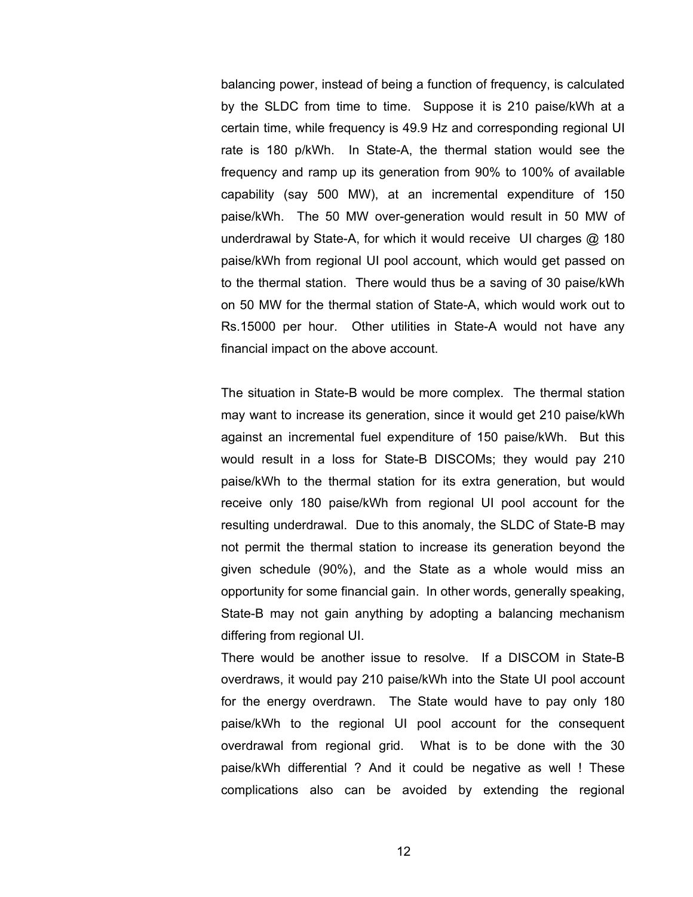balancing power, instead of being a function of frequency, is calculated by the SLDC from time to time. Suppose it is 210 paise/kWh at a certain time, while frequency is 49.9 Hz and corresponding regional UI rate is 180 p/kWh. In State-A, the thermal station would see the frequency and ramp up its generation from 90% to 100% of available capability (say 500 MW), at an incremental expenditure of 150 paise/kWh. The 50 MW over-generation would result in 50 MW of underdrawal by State-A, for which it would receive UI charges @ 180 paise/kWh from regional UI pool account, which would get passed on to the thermal station. There would thus be a saving of 30 paise/kWh on 50 MW for the thermal station of State-A, which would work out to Rs.15000 per hour. Other utilities in State-A would not have any financial impact on the above account.

The situation in State-B would be more complex. The thermal station may want to increase its generation, since it would get 210 paise/kWh against an incremental fuel expenditure of 150 paise/kWh. But this would result in a loss for State-B DISCOMs; they would pay 210 paise/kWh to the thermal station for its extra generation, but would receive only 180 paise/kWh from regional UI pool account for the resulting underdrawal. Due to this anomaly, the SLDC of State-B may not permit the thermal station to increase its generation beyond the given schedule (90%), and the State as a whole would miss an opportunity for some financial gain. In other words, generally speaking, State-B may not gain anything by adopting a balancing mechanism differing from regional UI.

There would be another issue to resolve. If a DISCOM in State-B overdraws, it would pay 210 paise/kWh into the State UI pool account for the energy overdrawn. The State would have to pay only 180 paise/kWh to the regional UI pool account for the consequent overdrawal from regional grid. What is to be done with the 30 paise/kWh differential ? And it could be negative as well ! These complications also can be avoided by extending the regional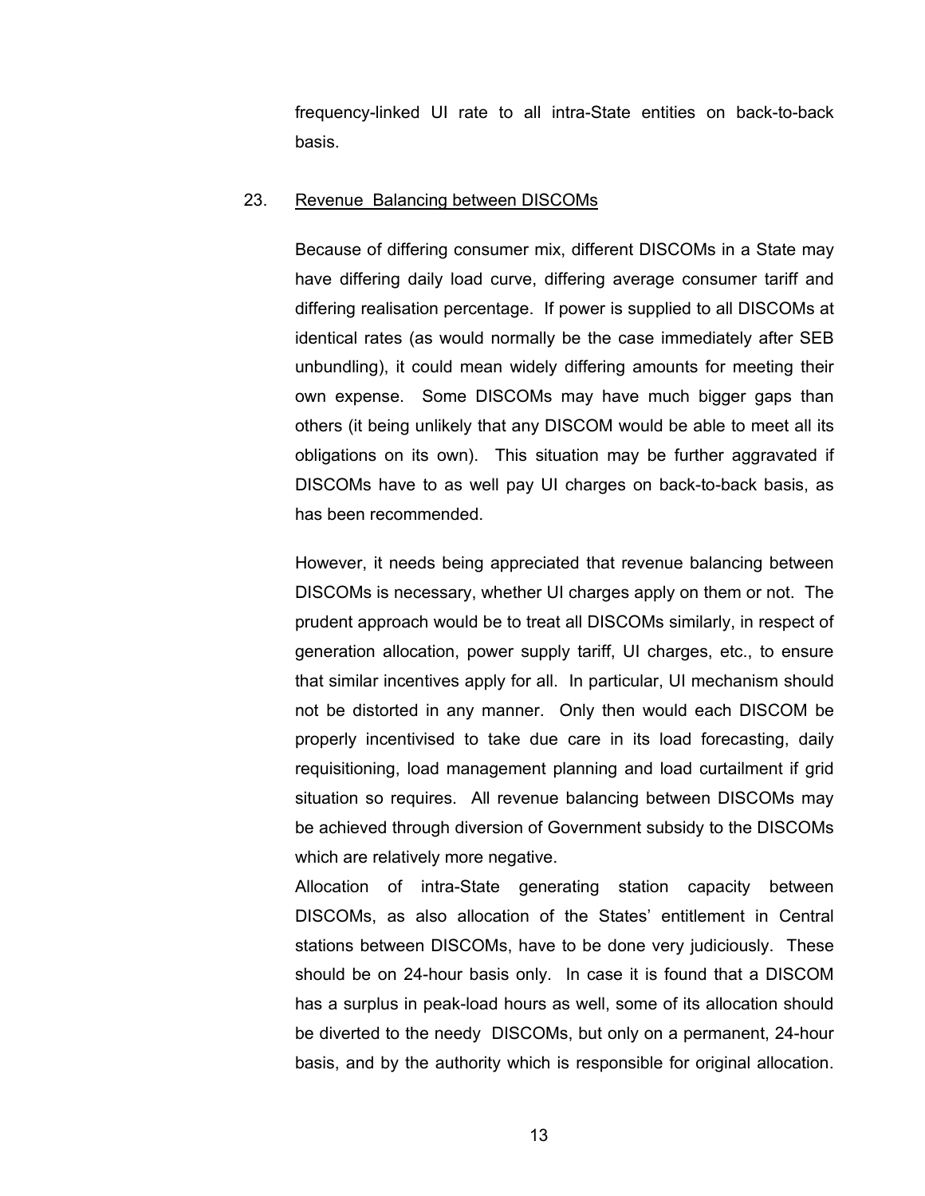frequency-linked UI rate to all intra-State entities on back-to-back basis.

23. Revenue Balancing between DISCOMs

Because of differing consumer mix, different DISCOMs in a State may have differing daily load curve, differing average consumer tariff and differing realisation percentage. If power is supplied to all DISCOMs at identical rates (as would normally be the case immediately after SEB unbundling), it could mean widely differing amounts for meeting their own expense. Some DISCOMs may have much bigger gaps than others (it being unlikely that any DISCOM would be able to meet all its obligations on its own). This situation may be further aggravated if DISCOMs have to as well pay UI charges on back-to-back basis, as has been recommended.

However, it needs being appreciated that revenue balancing between DISCOMs is necessary, whether UI charges apply on them or not. The prudent approach would be to treat all DISCOMs similarly, in respect of generation allocation, power supply tariff, UI charges, etc., to ensure that similar incentives apply for all. In particular, UI mechanism should not be distorted in any manner. Only then would each DISCOM be properly incentivised to take due care in its load forecasting, daily requisitioning, load management planning and load curtailment if grid situation so requires. All revenue balancing between DISCOMs may be achieved through diversion of Government subsidy to the DISCOMs which are relatively more negative.

Allocation of intra-State generating station capacity between DISCOMs, as also allocation of the States' entitlement in Central stations between DISCOMs, have to be done very judiciously. These should be on 24-hour basis only. In case it is found that a DISCOM has a surplus in peak-load hours as well, some of its allocation should be diverted to the needy DISCOMs, but only on a permanent, 24-hour basis, and by the authority which is responsible for original allocation.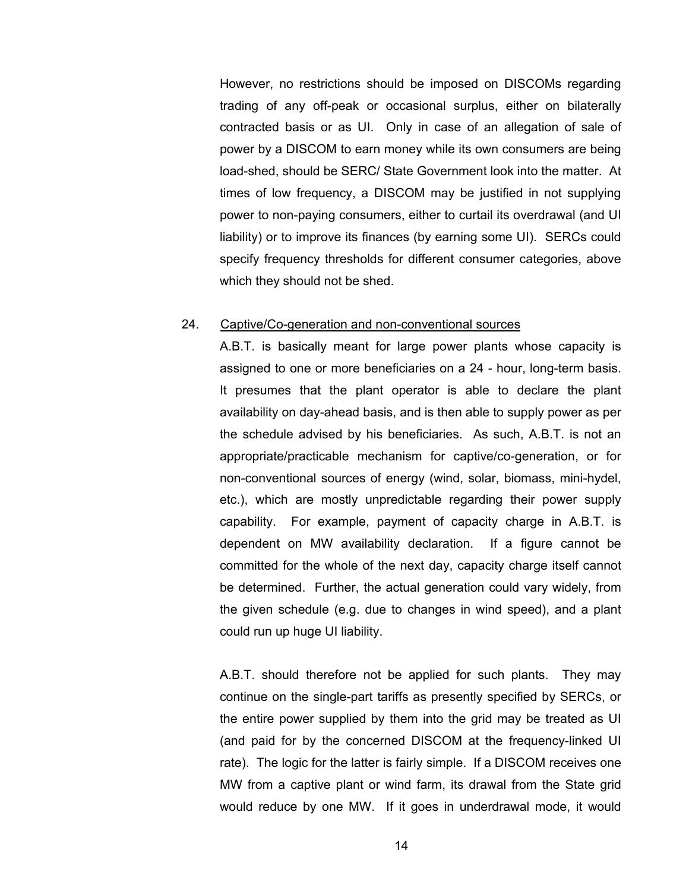However, no restrictions should be imposed on DISCOMs regarding trading of any off-peak or occasional surplus, either on bilaterally contracted basis or as UI. Only in case of an allegation of sale of power by a DISCOM to earn money while its own consumers are being load-shed, should be SERC/ State Government look into the matter. At times of low frequency, a DISCOM may be justified in not supplying power to non-paying consumers, either to curtail its overdrawal (and UI liability) or to improve its finances (by earning some UI). SERCs could specify frequency thresholds for different consumer categories, above which they should not be shed.

24. Captive/Co-generation and non-conventional sources

A.B.T. is basically meant for large power plants whose capacity is assigned to one or more beneficiaries on a 24 - hour, long-term basis. It presumes that the plant operator is able to declare the plant availability on day-ahead basis, and is then able to supply power as per the schedule advised by his beneficiaries. As such, A.B.T. is not an appropriate/practicable mechanism for captive/co-generation, or for non-conventional sources of energy (wind, solar, biomass, mini-hydel, etc.), which are mostly unpredictable regarding their power supply capability. For example, payment of capacity charge in A.B.T. is dependent on MW availability declaration. If a figure cannot be committed for the whole of the next day, capacity charge itself cannot be determined. Further, the actual generation could vary widely, from the given schedule (e.g. due to changes in wind speed), and a plant could run up huge UI liability.

A.B.T. should therefore not be applied for such plants. They may continue on the single-part tariffs as presently specified by SERCs, or the entire power supplied by them into the grid may be treated as UI (and paid for by the concerned DISCOM at the frequency-linked UI rate). The logic for the latter is fairly simple. If a DISCOM receives one MW from a captive plant or wind farm, its drawal from the State grid would reduce by one MW. If it goes in underdrawal mode, it would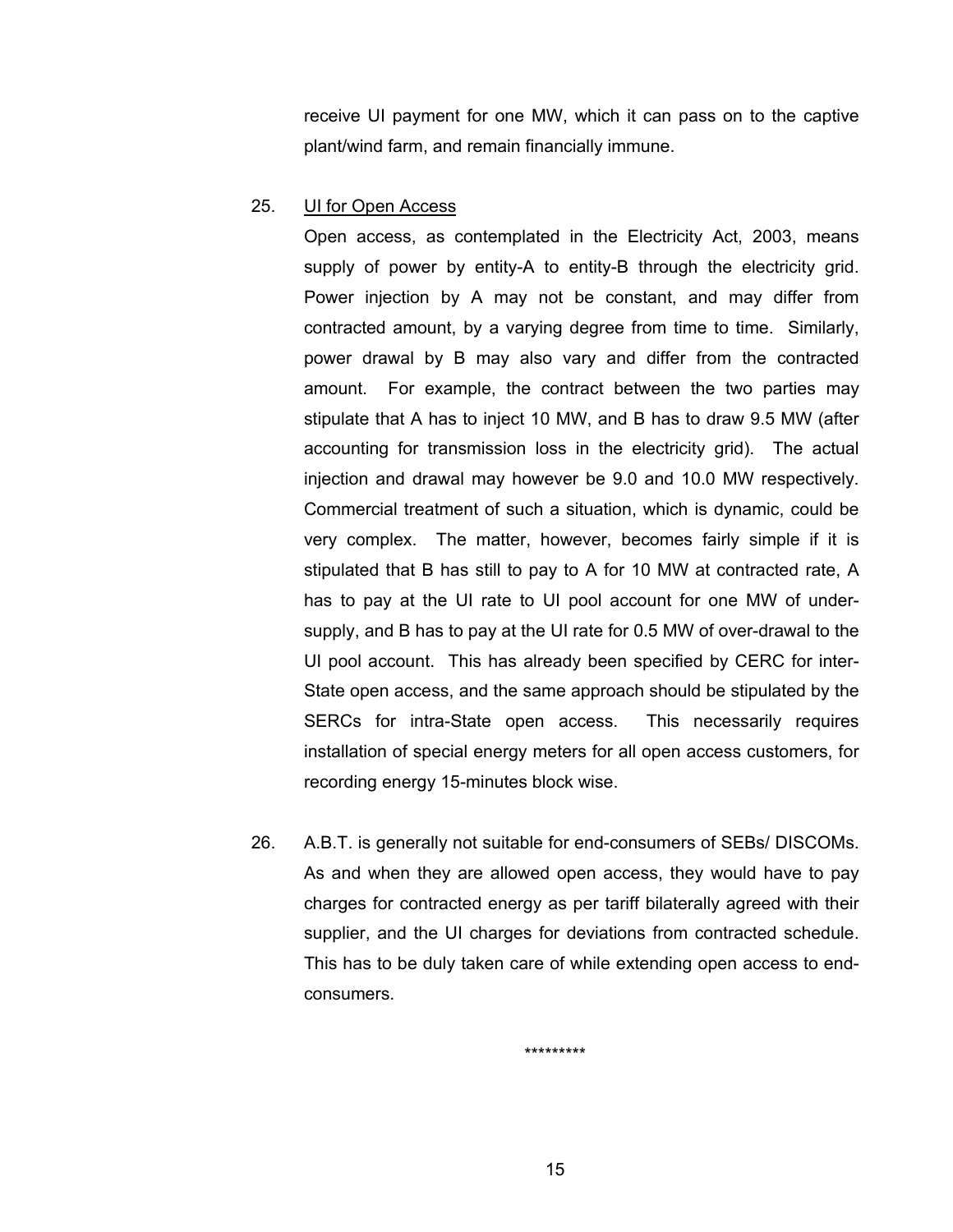receive UI payment for one MW, which it can pass on to the captive plant/wind farm, and remain financially immune.

25. UI for Open Access

Open access, as contemplated in the Electricity Act, 2003, means supply of power by entity-A to entity-B through the electricity grid. Power injection by A may not be constant, and may differ from contracted amount, by a varying degree from time to time. Similarly, power drawal by B may also vary and differ from the contracted amount. For example, the contract between the two parties may stipulate that A has to inject 10 MW, and B has to draw 9.5 MW (after accounting for transmission loss in the electricity grid). The actual injection and drawal may however be 9.0 and 10.0 MW respectively. Commercial treatment of such a situation, which is dynamic, could be very complex. The matter, however, becomes fairly simple if it is stipulated that B has still to pay to A for 10 MW at contracted rate, A has to pay at the UI rate to UI pool account for one MW of under-supply, and B has to pay at the UI rate for 0.5 MW of over-drawal to the UI pool account. This has already been specified by CERC for inter-State open access, and the same approach should be stipulated by the SERCs for intra-State open access. This necessarily requires installation of special energy meters for all open access customers, for recording energy 15-minutes block wise.

26. A.B.T. is generally not suitable for end-consumers of SEBs/ DISCOMs. As and when they are allowed open access, they would have to pay charges for contracted energy as per tariff bilaterally agreed with their supplier, and the UI charges for deviations from contracted schedule. This has to be duly taken care of while extending open access to end-consumers.

*********